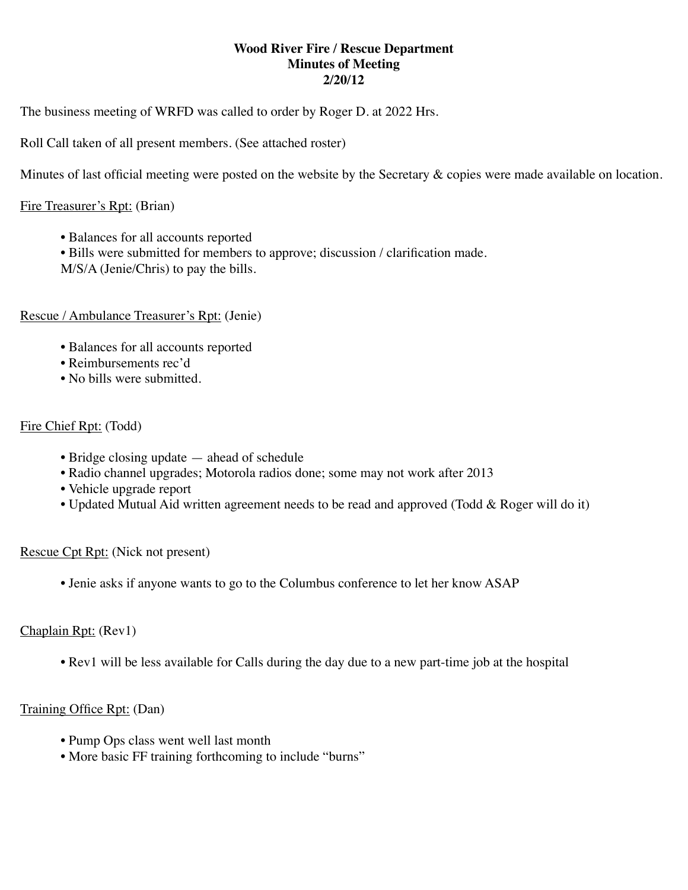**Wood River Fire / Rescue Department**
**Minutes of Meeting**
**2/20/12**

The business meeting of WRFD was called to order by Roger D. at 2022 Hrs.

Roll Call taken of all present members. (See attached roster)

Minutes of last official meeting were posted on the website by the Secretary & copies were made available on location.

<u>Fire Treasurer's Rpt:</u> (Brian)

- Balances for all accounts reported
- Bills were submitted for members to approve; discussion / clarification made.

M/S/A (Jenie/Chris) to pay the bills.

<u>Rescue / Ambulance Treasurer's Rpt:</u> (Jenie)

- Balances for all accounts reported
- Reimbursements rec'd
- No bills were submitted.

<u>Fire Chief Rpt:</u> (Todd)

- Bridge closing update — ahead of schedule
- Radio channel upgrades; Motorola radios done; some may not work after 2013
- Vehicle upgrade report
- Updated Mutual Aid written agreement needs to be read and approved (Todd & Roger will do it)

<u>Rescue Cpt Rpt:</u> (Nick not present)

- Jenie asks if anyone wants to go to the Columbus conference to let her know ASAP

<u>Chaplain Rpt:</u> (Rev1)

- Rev1 will be less available for Calls during the day due to a new part-time job at the hospital

<u>Training Office Rpt:</u> (Dan)

- Pump Ops class went well last month
- More basic FF training forthcoming to include "burns"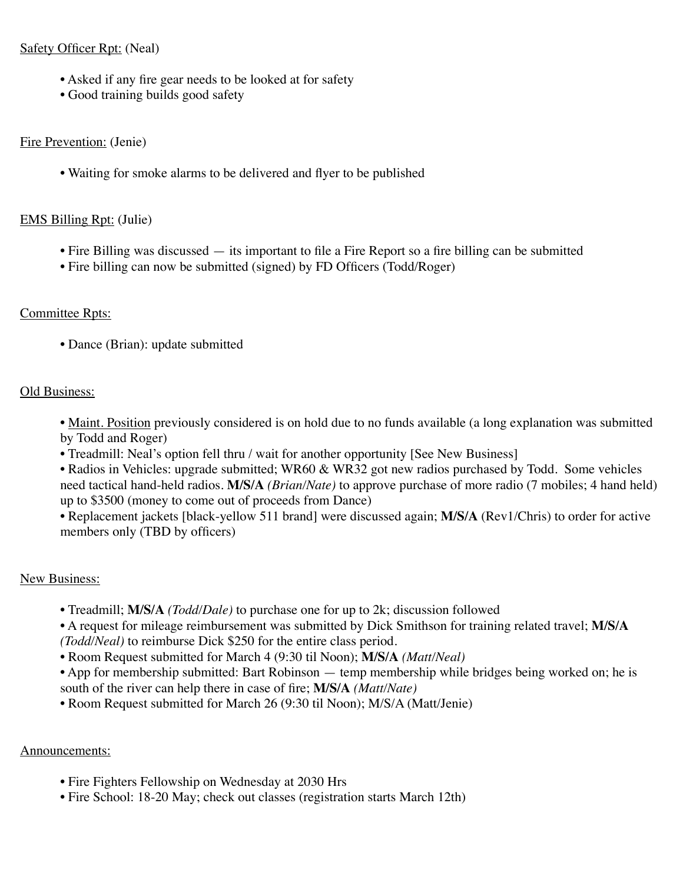<u>Safety Officer Rpt:</u> (Neal)

- Asked if any fire gear needs to be looked at for safety
- Good training builds good safety

<u>Fire Prevention:</u> (Jenie)

- Waiting for smoke alarms to be delivered and flyer to be published

<u>EMS Billing Rpt:</u> (Julie)

- Fire Billing was discussed — its important to file a Fire Report so a fire billing can be submitted
- Fire billing can now be submitted (signed) by FD Officers (Todd/Roger)

<u>Committee Rpts:</u>

- Dance (Brian): update submitted

<u>Old Business:</u>

- <u>Maint. Position</u> previously considered is on hold due to no funds available (a long explanation was submitted by Todd and Roger)
- Treadmill: Neal's option fell thru / wait for another opportunity [See New Business]
- Radios in Vehicles: upgrade submitted; WR60 & WR32 got new radios purchased by Todd. Some vehicles need tactical hand-held radios. **M/S/A** *(Brian/Nate)* to approve purchase of more radio (7 mobiles; 4 hand held) up to $3500 (money to come out of proceeds from Dance)
- Replacement jackets [black-yellow 511 brand] were discussed again; **M/S/A** (Rev1/Chris) to order for active members only (TBD by officers)

<u>New Business:</u>

- Treadmill; **M/S/A** *(Todd/Dale)* to purchase one for up to 2k; discussion followed
- A request for mileage reimbursement was submitted by Dick Smithson for training related travel; **M/S/A** *(Todd/Neal)* to reimburse Dick $250 for the entire class period.
- Room Request submitted for March 4 (9:30 til Noon); **M/S/A** *(Matt/Neal)*
- App for membership submitted: Bart Robinson — temp membership while bridges being worked on; he is south of the river can help there in case of fire; **M/S/A** *(Matt/Nate)*
- Room Request submitted for March 26 (9:30 til Noon); M/S/A (Matt/Jenie)

<u>Announcements:</u>

- Fire Fighters Fellowship on Wednesday at 2030 Hrs
- Fire School: 18-20 May; check out classes (registration starts March 12th)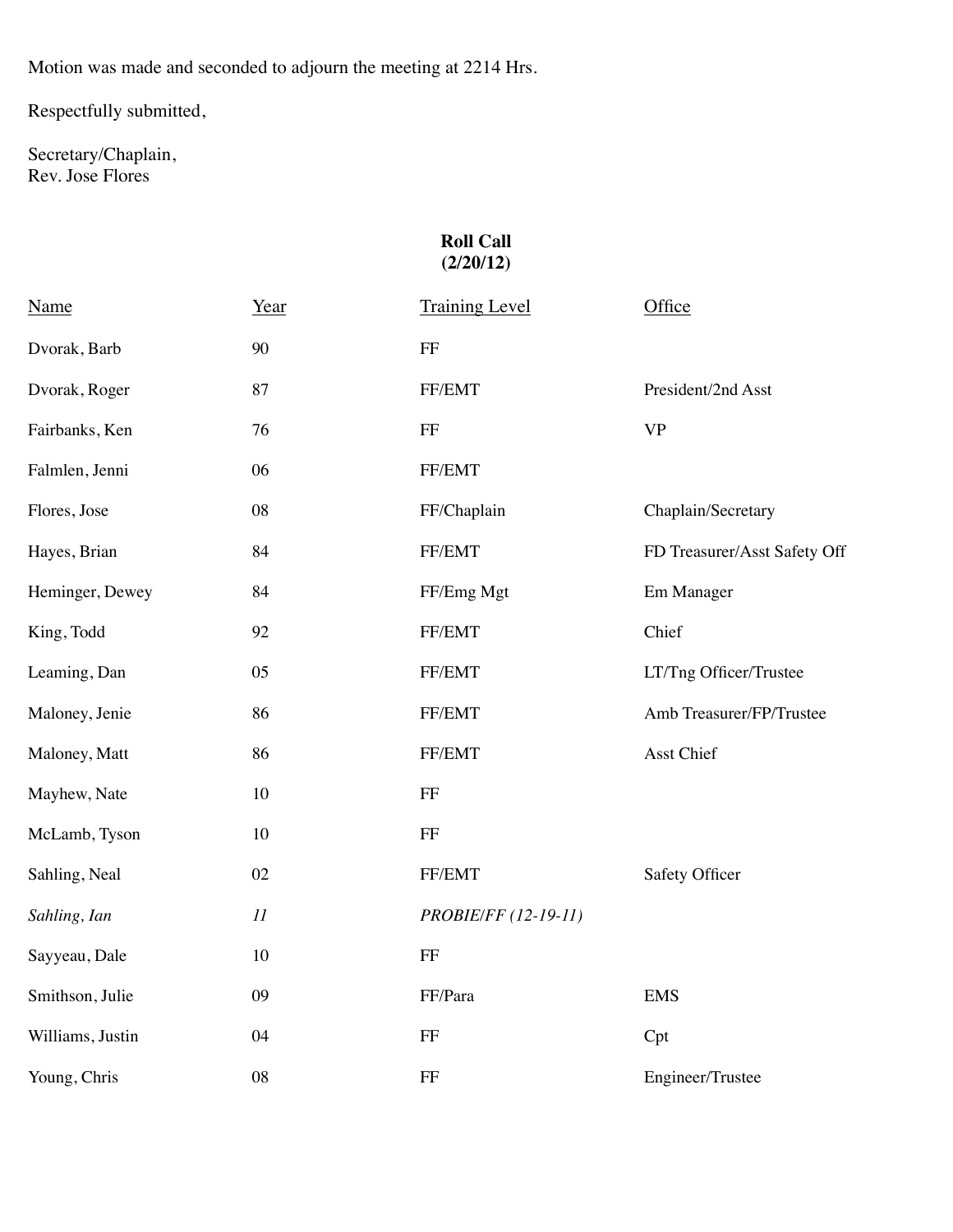Motion was made and seconded to adjourn the meeting at 2214 Hrs.

Respectfully submitted,

Secretary/Chaplain,
Rev. Jose Flores

**Roll Call**
**(2/20/12)**

| Name | Year | Training Level | Office |
|---|---|---|---|
| Dvorak, Barb | 90 | FF | |
| Dvorak, Roger | 87 | FF/EMT | President/2nd Asst |
| Fairbanks, Ken | 76 | FF | VP |
| Falmlen, Jenni | 06 | FF/EMT | |
| Flores, Jose | 08 | FF/Chaplain | Chaplain/Secretary |
| Hayes, Brian | 84 | FF/EMT | FD Treasurer/Asst Safety Off |
| Heminger, Dewey | 84 | FF/Emg Mgt | Em Manager |
| King, Todd | 92 | FF/EMT | Chief |
| Leaming, Dan | 05 | FF/EMT | LT/Tng Officer/Trustee |
| Maloney, Jenie | 86 | FF/EMT | Amb Treasurer/FP/Trustee |
| Maloney, Matt | 86 | FF/EMT | Asst Chief |
| Mayhew, Nate | 10 | FF | |
| McLamb, Tyson | 10 | FF | |
| Sahling, Neal | 02 | FF/EMT | Safety Officer |
| *Sahling, Ian* | *11* | *PROBIE/FF (12-19-11)* | |
| Sayyeau, Dale | 10 | FF | |
| Smithson, Julie | 09 | FF/Para | EMS |
| Williams, Justin | 04 | FF | Cpt |
| Young, Chris | 08 | FF | Engineer/Trustee |